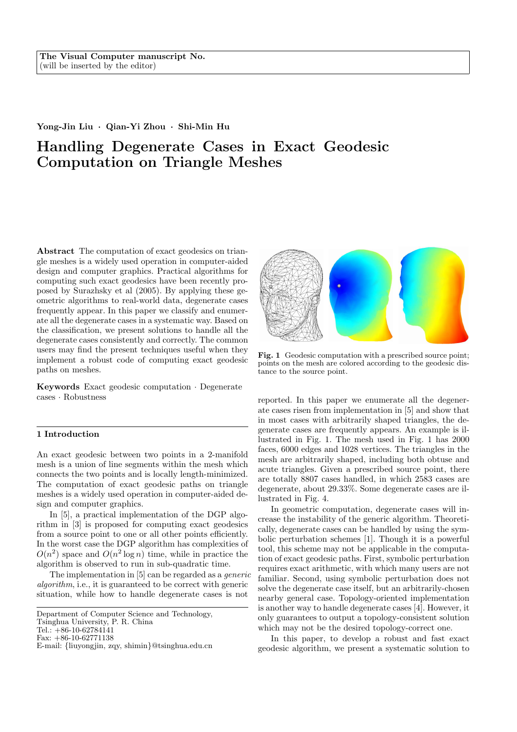The Visual Computer manuscript No.
(will be inserted by the editor)

**Yong-Jin Liu · Qian-Yi Zhou · Shi-Min Hu**

# Handling Degenerate Cases in Exact Geodesic Computation on Triangle Meshes

**Abstract** The computation of exact geodesics on triangle meshes is a widely used operation in computer-aided design and computer graphics. Practical algorithms for computing such exact geodesics have been recently proposed by Surazhsky et al (2005). By applying these geometric algorithms to real-world data, degenerate cases frequently appear. In this paper we classify and enumerate all the degenerate cases in a systematic way. Based on the classification, we present solutions to handle all the degenerate cases consistently and correctly. The common users may find the present techniques useful when they implement a robust code of computing exact geodesic paths on meshes.

**Keywords** Exact geodesic computation · Degenerate cases · Robustness

## 1 Introduction

An exact geodesic between two points in a 2-manifold mesh is a union of line segments within the mesh which connects the two points and is locally length-minimized. The computation of exact geodesic paths on triangle meshes is a widely used operation in computer-aided design and computer graphics.

In [5], a practical implementation of the DGP algorithm in [3] is proposed for computing exact geodesics from a source point to one or all other points efficiently. In the worst case the DGP algorithm has complexities of $O(n^2)$ space and $O(n^2 \log n)$ time, while in practice the algorithm is observed to run in sub-quadratic time.

The implementation in [5] can be regarded as a *generic algorithm*, i.e., it is guaranteed to be correct with generic situation, while how to handle degenerate cases is not reported. In this paper we enumerate all the degenerate cases risen from implementation in [5] and show that in most cases with arbitrarily shaped triangles, the degenerate cases are frequently appears. An example is illustrated in Fig. 1. The mesh used in Fig. 1 has 2000 faces, 6000 edges and 1028 vertices. The triangles in the mesh are arbitrarily shaped, including both obtuse and acute triangles. Given a prescribed source point, there are totally 8807 cases handled, in which 2583 cases are degenerate, about 29.33%. Some degenerate cases are illustrated in Fig. 4.

**Fig. 1** Geodesic computation with a prescribed source point; points on the mesh are colored according to the geodesic distance to the source point.

In geometric computation, degenerate cases will increase the instability of the generic algorithm. Theoretically, degenerate cases can be handled by using the symbolic perturbation schemes [1]. Though it is a powerful tool, this scheme may not be applicable in the computation of exact geodesic paths. First, symbolic perturbation requires exact arithmetic, with which many users are not familiar. Second, using symbolic perturbation does not solve the degenerate case itself, but an arbitrarily-chosen nearby general case. Topology-oriented implementation is another way to handle degenerate cases [4]. However, it only guarantees to output a topology-consistent solution which may not be the desired topology-correct one.

In this paper, to develop a robust and fast exact geodesic algorithm, we present a systematic solution to

Department of Computer Science and Technology,
Tsinghua University, P. R. China
Tel.: +86-10-62784141
Fax: +86-10-62771138
E-mail: {liuyongjin, zqy, shimin}@tsinghua.edu.cn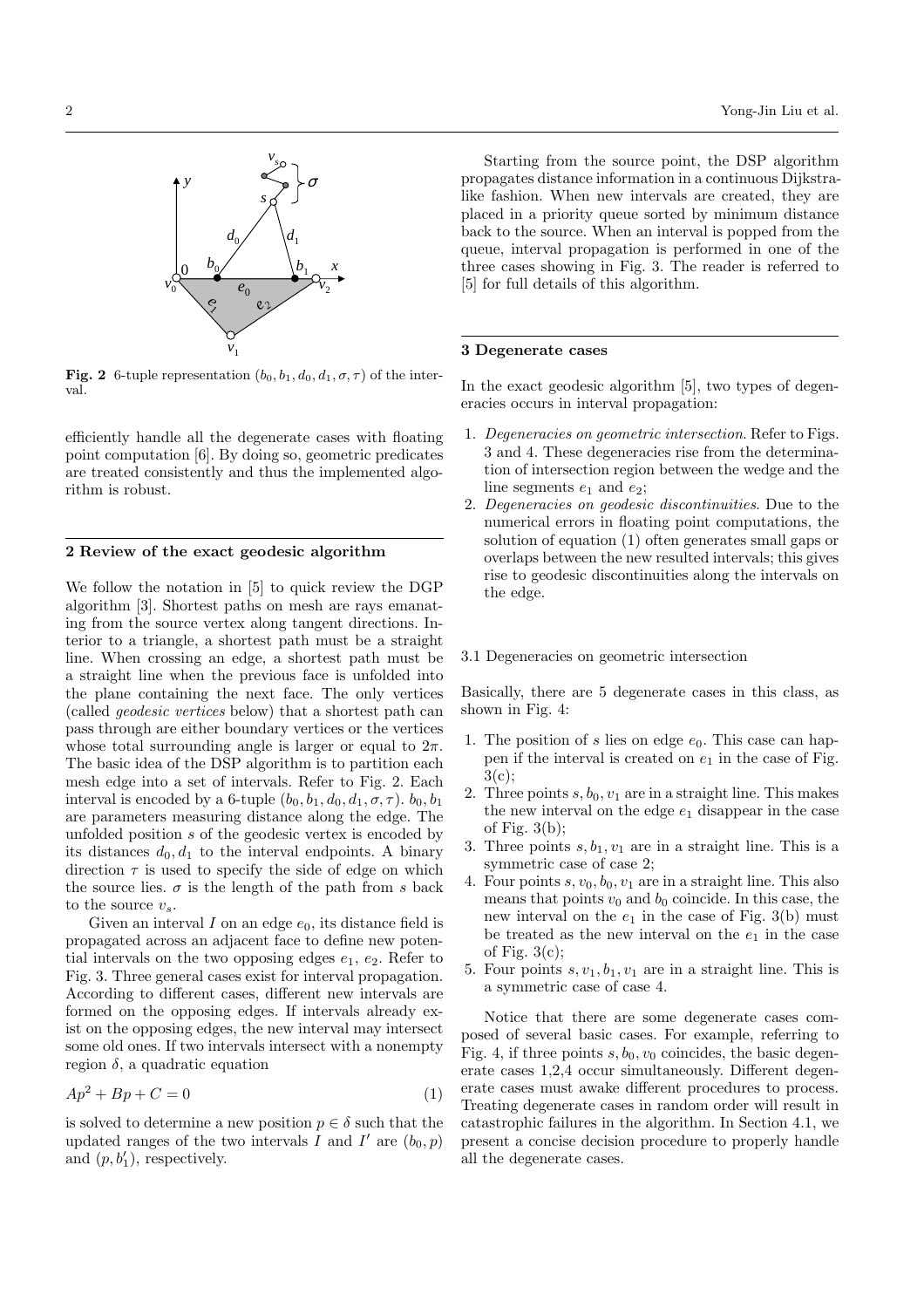**Fig. 2** 6-tuple representation $(b_0, b_1, d_0, d_1, \sigma, \tau)$ of the interval.

efficiently handle all the degenerate cases with floating point computation [6]. By doing so, geometric predicates are treated consistently and thus the implemented algorithm is robust.

## 2 Review of the exact geodesic algorithm

We follow the notation in [5] to quick review the DGP algorithm [3]. Shortest paths on mesh are rays emanating from the source vertex along tangent directions. Interior to a triangle, a shortest path must be a straight line. When crossing an edge, a shortest path must be a straight line when the previous face is unfolded into the plane containing the next face. The only vertices (called *geodesic vertices* below) that a shortest path can pass through are either boundary vertices or the vertices whose total surrounding angle is larger or equal to $2\pi$. The basic idea of the DSP algorithm is to partition each mesh edge into a set of intervals. Refer to Fig. 2. Each interval is encoded by a 6-tuple $(b_0, b_1, d_0, d_1, \sigma, \tau)$. $b_0, b_1$ are parameters measuring distance along the edge. The unfolded position $s$ of the geodesic vertex is encoded by its distances $d_0, d_1$ to the interval endpoints. A binary direction $\tau$ is used to specify the side of edge on which the source lies. $\sigma$ is the length of the path from $s$ back to the source $v_s$.

Given an interval $I$ on an edge $e_0$, its distance field is propagated across an adjacent face to define new potential intervals on the two opposing edges $e_1$, $e_2$. Refer to Fig. 3. Three general cases exist for interval propagation. According to different cases, different new intervals are formed on the opposing edges. If intervals already exist on the opposing edges, the new interval may intersect some old ones. If two intervals intersect with a nonempty region $\delta$, a quadratic equation

$$Ap^2 + Bp + C = 0 \tag{1}$$

is solved to determine a new position $p \in \delta$ such that the updated ranges of the two intervals $I$ and $I'$ are $(b_0, p)$ and $(p, b_1')$, respectively.

Starting from the source point, the DSP algorithm propagates distance information in a continuous Dijkstra-like fashion. When new intervals are created, they are placed in a priority queue sorted by minimum distance back to the source. When an interval is popped from the queue, interval propagation is performed in one of the three cases showing in Fig. 3. The reader is referred to [5] for full details of this algorithm.

## 3 Degenerate cases

In the exact geodesic algorithm [5], two types of degeneracies occurs in interval propagation:

1. *Degeneracies on geometric intersection*. Refer to Figs. 3 and 4. These degeneracies rise from the determination of intersection region between the wedge and the line segments $e_1$ and $e_2$;
2. *Degeneracies on geodesic discontinuities*. Due to the numerical errors in floating point computations, the solution of equation (1) often generates small gaps or overlaps between the new resulted intervals; this gives rise to geodesic discontinuities along the intervals on the edge.

### 3.1 Degeneracies on geometric intersection

Basically, there are 5 degenerate cases in this class, as shown in Fig. 4:

1. The position of $s$ lies on edge $e_0$. This case can happen if the interval is created on $e_1$ in the case of Fig. 3(c);
2. Three points $s, b_0, v_1$ are in a straight line. This makes the new interval on the edge $e_1$ disappear in the case of Fig. 3(b);
3. Three points $s, b_1, v_1$ are in a straight line. This is a symmetric case of case 2;
4. Four points $s, v_0, b_0, v_1$ are in a straight line. This also means that points $v_0$ and $b_0$ coincide. In this case, the new interval on the $e_1$ in the case of Fig. 3(b) must be treated as the new interval on the $e_1$ in the case of Fig. 3(c);
5. Four points $s, v_1, b_1, v_1$ are in a straight line. This is a symmetric case of case 4.

Notice that there are some degenerate cases composed of several basic cases. For example, referring to Fig. 4, if three points $s, b_0, v_0$ coincides, the basic degenerate cases 1,2,4 occur simultaneously. Different degenerate cases must awake different procedures to process. Treating degenerate cases in random order will result in catastrophic failures in the algorithm. In Section 4.1, we present a concise decision procedure to properly handle all the degenerate cases.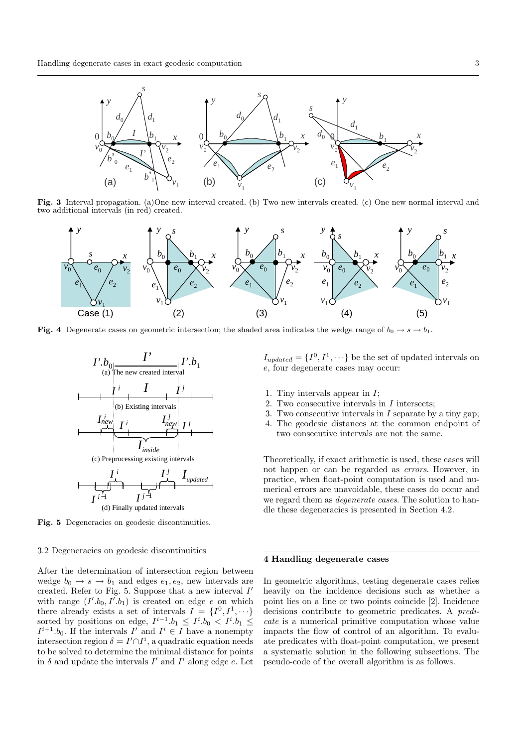**Fig. 3** Interval propagation. (a)One new interval created. (b) Two new intervals created. (c) One new normal interval and two additional intervals (in red) created.

**Fig. 4** Degenerate cases on geometric intersection; the shaded area indicates the wedge range of $b_0 \to s \to b_1$.

**Fig. 5** Degeneracies on geodesic discontinuities.

### 3.2 Degeneracies on geodesic discontinuities

After the determination of intersection region between wedge $b_0 \to s \to b_1$ and edges $e_1, e_2$, new intervals are created. Refer to Fig. 5. Suppose that a new interval $I'$ with range $(I'.b_0, I'.b_1)$ is created on edge $e$ on which there already exists a set of intervals $I = \{I^0, I^1, \cdots\}$ sorted by positions on edge, $I^{i-1}.b_1 \leq I^i.b_0 < I^i.b_1 \leq I^{i+1}.b_0$. If the intervals $I'$ and $I^i \in I$ have a nonempty intersection region $\delta = I' \cap I^i$, a quadratic equation needs to be solved to determine the minimal distance for points in $\delta$ and update the intervals $I'$ and $I^i$ along edge $e$. Let $I_{updated} = \{I^0, I^1, \cdots\}$ be the set of updated intervals on $e$, four degenerate cases may occur:

1. Tiny intervals appear in $I$;
2. Two consecutive intervals in $I$ intersects;
3. Two consecutive intervals in $I$ separate by a tiny gap;
4. The geodesic distances at the common endpoint of two consecutive intervals are not the same.

Theoretically, if exact arithmetic is used, these cases will not happen or can be regarded as *errors*. However, in practice, when float-point computation is used and numerical errors are unavoidable, these cases do occur and we regard them as *degenerate cases*. The solution to handle these degeneracies is presented in Section 4.2.

## 4 Handling degenerate cases

In geometric algorithms, testing degenerate cases relies heavily on the incidence decisions such as whether a point lies on a line or two points coincide [2]. Incidence decisions contribute to geometric predicates. A *predicate* is a numerical primitive computation whose value impacts the flow of control of an algorithm. To evaluate predicates with float-point computation, we present a systematic solution in the following subsections. The pseudo-code of the overall algorithm is as follows.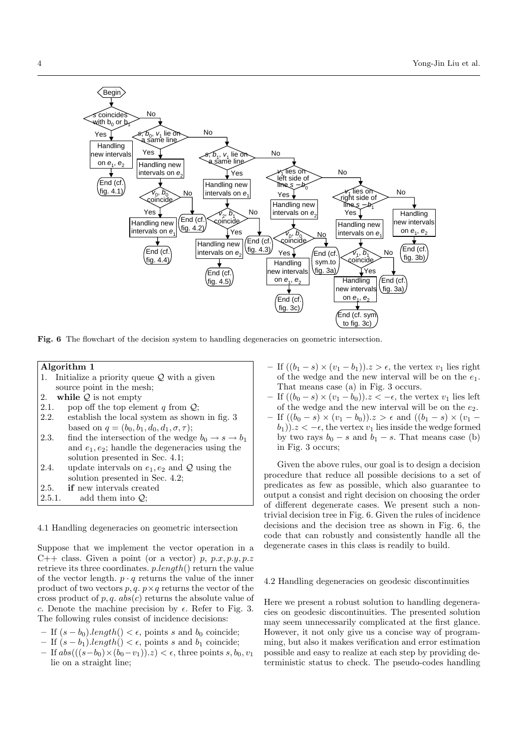**Fig. 6** The flowchart of the decision system to handling degeneracies on geometric intersection.

**Algorithm 1**

```
1.     Initialize a priority queue Q with a given
       source point in the mesh;
2.     while Q is not empty
2.1.     pop off the top element q from Q;
2.2.     establish the local system as shown in fig. 3
         based on q = (b0, b1, d0, d1, σ, τ);
2.3.     find the intersection of the wedge b0 → s → b1
         and e1, e2; handle the degeneracies using the
         solution presented in Sec. 4.1;
2.4.     update intervals on e1, e2 and Q using the
         solution presented in Sec. 4.2;
2.5.     if new intervals created
2.5.1.     add them into Q;
```

### 4.1 Handling degeneracies on geometric intersection

Suppose that we implement the vector operation in a C++ class. Given a point (or a vector) $p$, $p.x, p.y, p.z$ retrieve its three coordinates. $p.length()$ return the value of the vector length. $p \cdot q$ returns the value of the inner product of two vectors $p, q$. $p \times q$ returns the vector of the cross product of $p, q$. $abs(c)$ returns the absolute value of $c$. Denote the machine precision by $\epsilon$. Refer to Fig. 3. The following rules consist of incidence decisions:

- If $(s - b_0).length() < \epsilon$, points $s$ and $b_0$ coincide;
- If $(s - b_1).length() < \epsilon$, points $s$ and $b_1$ coincide;
- If $abs(((s - b_0) \times (b_0 - v_1)).z) < \epsilon$, three points $s, b_0, v_1$ lie on a straight line;
- If $((b_1 - s) \times (v_1 - b_1)).z > \epsilon$, the vertex $v_1$ lies right of the wedge and the new interval will be on the $e_1$. That means case (a) in Fig. 3 occurs.
- If $((b_0 - s) \times (v_1 - b_0)).z < -\epsilon$, the vertex $v_1$ lies left of the wedge and the new interval will be on the $e_2$.
- If $((b_0 - s) \times (v_1 - b_0)).z > \epsilon$ and $((b_1 - s) \times (v_1 - b_1)).z < -\epsilon$, the vertex $v_1$ lies inside the wedge formed by two rays $b_0 - s$ and $b_1 - s$. That means case (b) in Fig. 3 occurs;

Given the above rules, our goal is to design a decision procedure that reduce all possible decisions to a set of predicates as few as possible, which also guarantee to output a consist and right decision on choosing the order of different degenerate cases. We present such a non-trivial decision tree in Fig. 6. Given the rules of incidence decisions and the decision tree as shown in Fig. 6, the code that can robustly and consistently handle all the degenerate cases in this class is readily to build.

### 4.2 Handling degeneracies on geodesic discontinuities

Here we present a robust solution to handling degeneracies on geodesic discontinuities. The presented solution may seem unnecessarily complicated at the first glance. However, it not only give us a concise way of programming, but also it makes verification and error estimation possible and easy to realize at each step by providing deterministic status to check. The pseudo-codes handling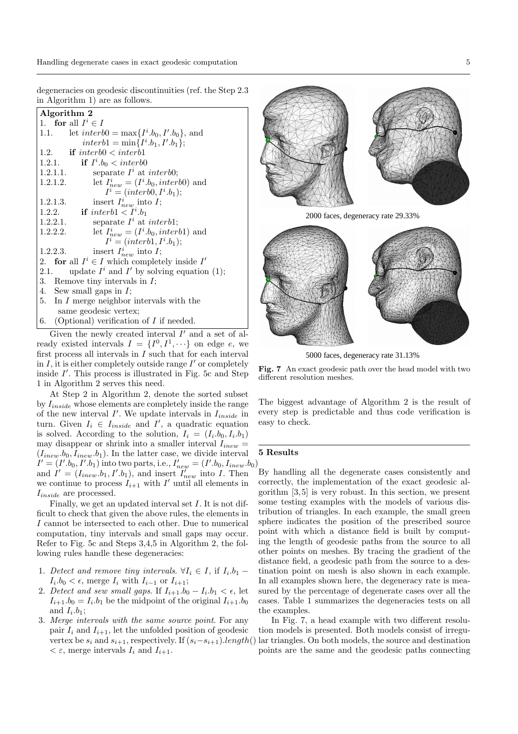degeneracies on geodesic discontinuities (ref. the Step 2.3 in Algorithm 1) are as follows.

**Algorithm 2**

```
1.        for all I^i ∈ I
1.1.          let interb0 = max{I^i.b_0, I'.b_0}, and
                  interb1 = min{I^i.b_1, I'.b_1};
1.2.          if interb0 < interb1
1.2.1.            if I^i.b_0 < interb0
1.2.1.1.              separate I^i at interb0;
1.2.1.2.              let I^i_new = (I^i.b_0, interb0) and
                          I^i = (interb0, I^i.b_1);
1.2.1.3.              insert I^i_new into I;
1.2.2.            if interb1 < I^i.b_1
1.2.2.1.              separate I^i at interb1;
1.2.2.2.              let I^i_new = (I^i.b_0, interb1) and
                          I^i = (interb1, I^i.b_1);
1.2.2.3.              insert I^i_new into I;
2.        for all I^i ∈ I which completely inside I'
2.1.          update I^i and I' by solving equation (1);
3.        Remove tiny intervals in I;
4.        Sew small gaps in I;
5.        In I merge neighbor intervals with the
          same geodesic vertex;
6.        (Optional) verification of I if needed.
```

Given the newly created interval $I'$ and a set of already existed intervals $I = \{I^0, I^1, \cdots\}$ on edge $e$, we first process all intervals in $I$ such that for each interval in $I$, it is either completely outside range $I'$ or completely inside $I'$. This process is illustrated in Fig. 5c and Step 1 in Algorithm 2 serves this need.

At Step 2 in Algorithm 2, denote the sorted subset by $I_{inside}$ whose elements are completely inside the range of the new interval $I'$. We update intervals in $I_{inside}$ in turn. Given $I_i \in I_{inside}$ and $I'$, a quadratic equation is solved. According to the solution, $I_i = (I_i.b_0, I_i.b_1)$ may disappear or shrink into a smaller interval $I_{inew} = (I_{inew}.b_0, I_{inew}.b_1)$. In the latter case, we divide interval $I' = (I'.b_0, I'.b_1)$ into two parts, i.e., $I'_{new} = (I'.b_0, I_{inew}.b_0)$ and $I' = (I_{inew}.b_1, I'.b_1)$, and insert $I'_{new}$ into $I$. Then we continue to process $I_{i+1}$ with $I'$ until all elements in $I_{inside}$ are processed.

Finally, we get an updated interval set $I$. It is not difficult to check that given the above rules, the elements in $I$ cannot be intersected to each other. Due to numerical computation, tiny intervals and small gaps may occur. Refer to Fig. 5c and Steps 3,4,5 in Algorithm 2, the following rules handle these degeneracies:

1. *Detect and remove tiny intervals.* $\forall I_i \in I$, if $I_i.b_1 - I_i.b_0 < \epsilon$, merge $I_i$ with $I_{i-1}$ or $I_{i+1}$;
2. *Detect and sew small gaps.* If $I_{i+1}.b_0 - I_i.b_1 < \epsilon$, let $I_{i+1}.b_0 = I_i.b_1$ be the midpoint of the original $I_{i+1}.b_0$ and $I_i.b_1$;
3. *Merge intervals with the same source point.* For any pair $I_i$ and $I_{i+1}$, let the unfolded position of geodesic vertex be $s_i$ and $s_{i+1}$, respectively. If $(s_i - s_{i+1}).length() < \varepsilon$, merge intervals $I_i$ and $I_{i+1}$.

2000 faces, degeneracy rate 29.33%

5000 faces, degeneracy rate 31.13%

**Fig. 7** An exact geodesic path over the head model with two different resolution meshes.

The biggest advantage of Algorithm 2 is the result of every step is predictable and thus code verification is easy to check.

## 5 Results

By handling all the degenerate cases consistently and correctly, the implementation of the exact geodesic algorithm [3,5] is very robust. In this section, we present some testing examples with the models of various distribution of triangles. In each example, the small green sphere indicates the position of the prescribed source point with which a distance field is built by computing the length of geodesic paths from the source to all other points on meshes. By tracing the gradient of the distance field, a geodesic path from the source to a destination point on mesh is also shown in each example. In all examples shown here, the degeneracy rate is measured by the percentage of degenerate cases over all the cases. Table 1 summarizes the degeneracies tests on all the examples.

In Fig. 7, a head example with two different resolution models is presented. Both models consist of irregular triangles. On both models, the source and destination points are the same and the geodesic paths connecting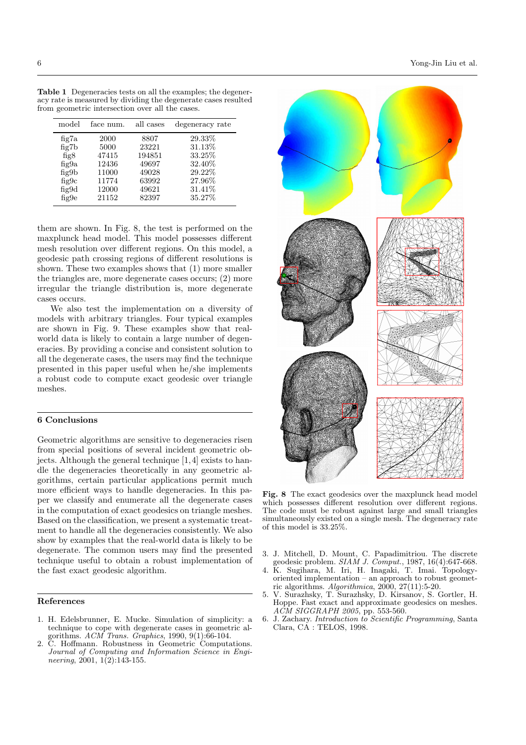**Table 1** Degeneracies tests on all the examples; the degeneracy rate is measured by dividing the degenerate cases resulted from geometric intersection over all the cases.

| model | face num. | all cases | degeneracy rate |
|---|---|---|---|
| fig7a | 2000 | 8807 | 29.33% |
| fig7b | 5000 | 23221 | 31.13% |
| fig8 | 47415 | 194851 | 33.25% |
| fig9a | 12436 | 49697 | 32.40% |
| fig9b | 11000 | 49028 | 29.22% |
| fig9c | 11774 | 63992 | 27.96% |
| fig9d | 12000 | 49621 | 31.41% |
| fig9e | 21152 | 82397 | 35.27% |

them are shown. In Fig. 8, the test is performed on the maxplunck head model. This model possesses different mesh resolution over different regions. On this model, a geodesic path crossing regions of different resolutions is shown. These two examples shows that (1) more smaller the triangles are, more degenerate cases occurs; (2) more irregular the triangle distribution is, more degenerate cases occurs.

We also test the implementation on a diversity of models with arbitrary triangles. Four typical examples are shown in Fig. 9. These examples show that real-world data is likely to contain a large number of degeneracies. By providing a concise and consistent solution to all the degenerate cases, the users may find the technique presented in this paper useful when he/she implements a robust code to compute exact geodesic over triangle meshes.

**Fig. 8** The exact geodesics over the maxplunck head model which possesses different resolution over different regions. The code must be robust against large and small triangles simultaneously existed on a single mesh. The degeneracy rate of this model is 33.25%.

## 6 Conclusions

Geometric algorithms are sensitive to degeneracies risen from special positions of several incident geometric objects. Although the general technique [1,4] exists to handle the degeneracies theoretically in any geometric algorithms, certain particular applications permit much more efficient ways to handle degeneracies. In this paper we classify and enumerate all the degenerate cases in the computation of exact geodesics on triangle meshes. Based on the classification, we present a systematic treatment to handle all the degeneracies consistently. We also show by examples that the real-world data is likely to be degenerate. The common users may find the presented technique useful to obtain a robust implementation of the fast exact geodesic algorithm.

## References

1. H. Edelsbrunner, E. Mucke. Simulation of simplicity: a technique to cope with degenerate cases in geometric algorithms. *ACM Trans. Graphics*, 1990, 9(1):66-104.
2. C. Hoffmann. Robustness in Geometric Computations. *Journal of Computing and Information Science in Engineering*, 2001, 1(2):143-155.
3. J. Mitchell, D. Mount, C. Papadimitriou. The discrete geodesic problem. *SIAM J. Comput.*, 1987, 16(4):647-668.
4. K. Sugihara, M. Iri, H. Inagaki, T. Imai. Topology-oriented implementation – an approach to robust geometric algorithms. *Algorithmica*, 2000, 27(11):5-20.
5. V. Surazhsky, T. Surazhsky, D. Kirsanov, S. Gortler, H. Hoppe. Fast exact and approximate geodesics on meshes. *ACM SIGGRAPH 2005*, pp. 553-560.
6. J. Zachary. *Introduction to Scientific Programming*, Santa Clara, CA : TELOS, 1998.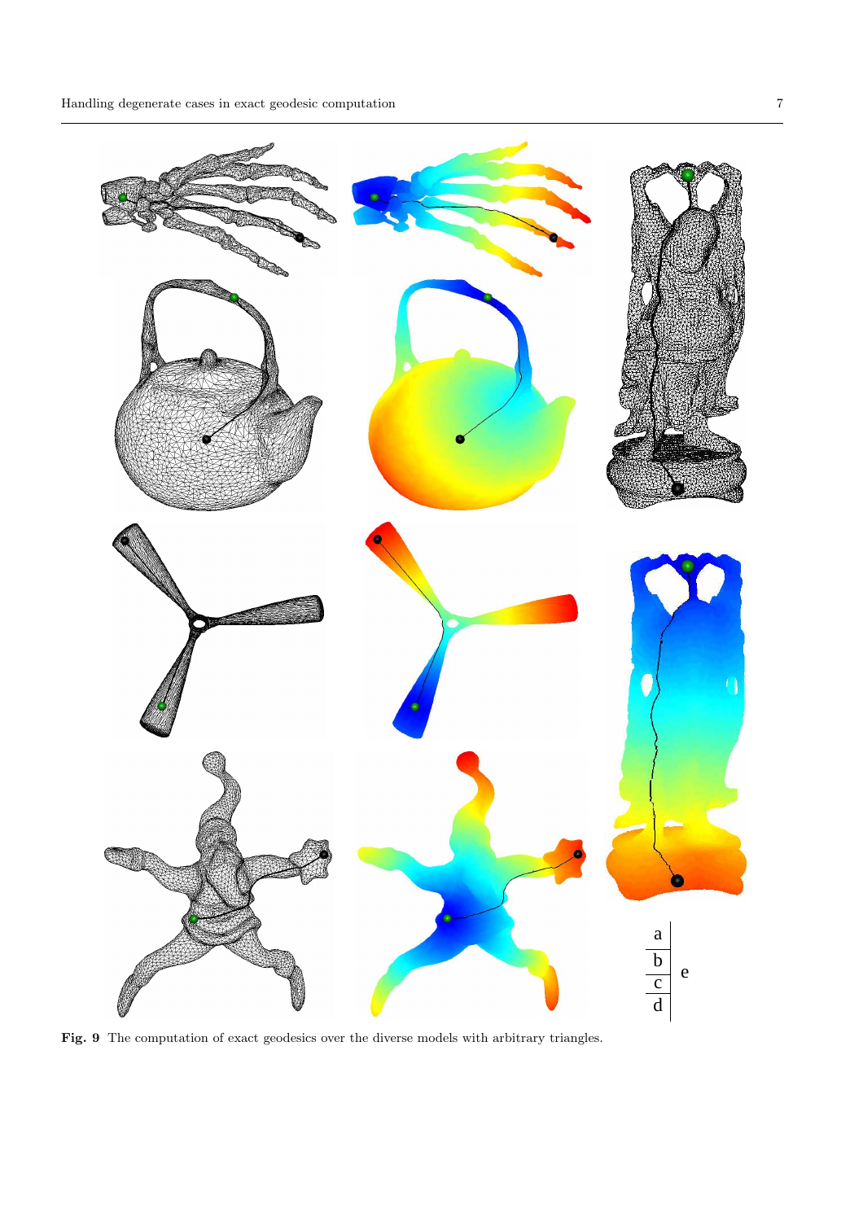a

b

c

d

e

**Fig. 9** The computation of exact geodesics over the diverse models with arbitrary triangles.